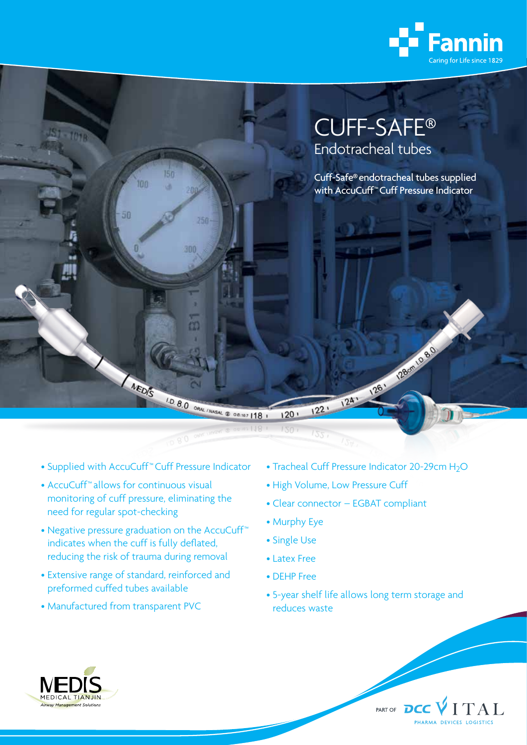Fannin

Caring for Life since 1829

# CUFF-SAFE®

## Endotracheal tubes

Cuff-Safe® endotracheal tubes supplied with AccuCuff™ Cuff Pressure Indicator

- Supplied with AccuCuff™ Cuff Pressure Indicator
- AccuCuff™ allows for continuous visual monitoring of cuff pressure, eliminating the need for regular spot-checking
- Negative pressure graduation on the AccuCuff™ indicates when the cuff is fully deflated, reducing the risk of trauma during removal
- Extensive range of standard, reinforced and preformed cuffed tubes available
- Manufactured from transparent PVC
- Tracheal Cuff Pressure Indicator 20-29cm $H_2O$
- High Volume, Low Pressure Cuff
- Clear connector – EGBAT compliant
- Murphy Eye
- Single Use
- Latex Free
- DEHP Free
- 5-year shelf life allows long term storage and reduces waste

MEDIS MEDICAL TIANJIN *Airway Management Solutions*

PART OF DCC VITAL PHARMA DEVICES LOGISTICS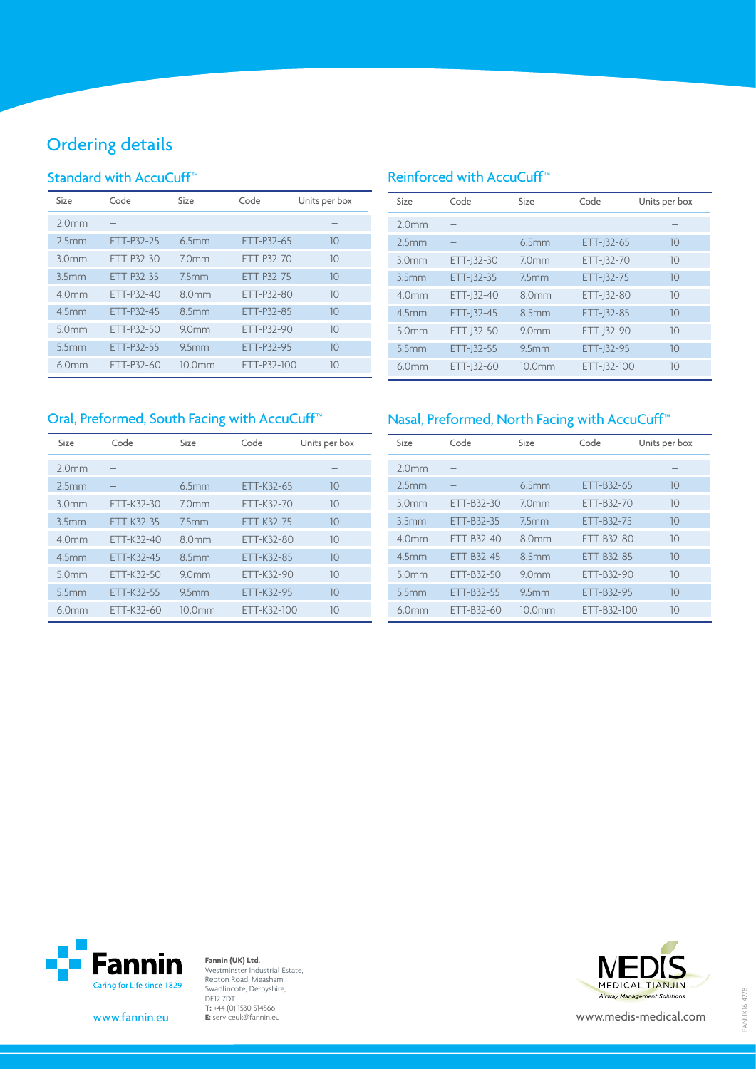# Ordering details

## Standard with AccuCuff™

| Size | Code | Size | Code | Units per box |
|---|---|---|---|---|
| 2.0mm | – | | | – |
| 2.5mm | ETT-P32-25 | 6.5mm | ETT-P32-65 | 10 |
| 3.0mm | ETT-P32-30 | 7.0mm | ETT-P32-70 | 10 |
| 3.5mm | ETT-P32-35 | 7.5mm | ETT-P32-75 | 10 |
| 4.0mm | ETT-P32-40 | 8.0mm | ETT-P32-80 | 10 |
| 4.5mm | ETT-P32-45 | 8.5mm | ETT-P32-85 | 10 |
| 5.0mm | ETT-P32-50 | 9.0mm | ETT-P32-90 | 10 |
| 5.5mm | ETT-P32-55 | 9.5mm | ETT-P32-95 | 10 |
| 6.0mm | ETT-P32-60 | 10.0mm | ETT-P32-100 | 10 |

## Reinforced with AccuCuff™

| Size | Code | Size | Code | Units per box |
|---|---|---|---|---|
| 2.0mm | – | | | – |
| 2.5mm | – | 6.5mm | ETT-J32-65 | 10 |
| 3.0mm | ETT-J32-30 | 7.0mm | ETT-J32-70 | 10 |
| 3.5mm | ETT-J32-35 | 7.5mm | ETT-J32-75 | 10 |
| 4.0mm | ETT-J32-40 | 8.0mm | ETT-J32-80 | 10 |
| 4.5mm | ETT-J32-45 | 8.5mm | ETT-J32-85 | 10 |
| 5.0mm | ETT-J32-50 | 9.0mm | ETT-J32-90 | 10 |
| 5.5mm | ETT-J32-55 | 9.5mm | ETT-J32-95 | 10 |
| 6.0mm | ETT-J32-60 | 10.0mm | ETT-J32-100 | 10 |

## Oral, Preformed, South Facing with AccuCuff™

| Size | Code | Size | Code | Units per box |
|---|---|---|---|---|
| 2.0mm | – | | | – |
| 2.5mm | – | 6.5mm | ETT-K32-65 | 10 |
| 3.0mm | ETT-K32-30 | 7.0mm | ETT-K32-70 | 10 |
| 3.5mm | ETT-K32-35 | 7.5mm | ETT-K32-75 | 10 |
| 4.0mm | ETT-K32-40 | 8.0mm | ETT-K32-80 | 10 |
| 4.5mm | ETT-K32-45 | 8.5mm | ETT-K32-85 | 10 |
| 5.0mm | ETT-K32-50 | 9.0mm | ETT-K32-90 | 10 |
| 5.5mm | ETT-K32-55 | 9.5mm | ETT-K32-95 | 10 |
| 6.0mm | ETT-K32-60 | 10.0mm | ETT-K32-100 | 10 |

## Nasal, Preformed, North Facing with AccuCuff™

| Size | Code | Size | Code | Units per box |
|---|---|---|---|---|
| 2.0mm | – | | | – |
| 2.5mm | – | 6.5mm | ETT-B32-65 | 10 |
| 3.0mm | ETT-B32-30 | 7.0mm | ETT-B32-70 | 10 |
| 3.5mm | ETT-B32-35 | 7.5mm | ETT-B32-75 | 10 |
| 4.0mm | ETT-B32-40 | 8.0mm | ETT-B32-80 | 10 |
| 4.5mm | ETT-B32-45 | 8.5mm | ETT-B32-85 | 10 |
| 5.0mm | ETT-B32-50 | 9.0mm | ETT-B32-90 | 10 |
| 5.5mm | ETT-B32-55 | 9.5mm | ETT-B32-95 | 10 |
| 6.0mm | ETT-B32-60 | 10.0mm | ETT-B32-100 | 10 |

Fannin
Caring for Life since 1829

www.fannin.eu

**Fannin (UK) Ltd.**
Westminster Industrial Estate,
Repton Road, Measham,
Swadlincote, Derbyshire,
DE12 7DT
**T:** +44 (0) 1530 514566
**E:** serviceuk@fannin.eu

MEDIS
MEDICAL TIANJIN
*Airway Management Solutions*

www.medis-medical.com

FANUK16-4278